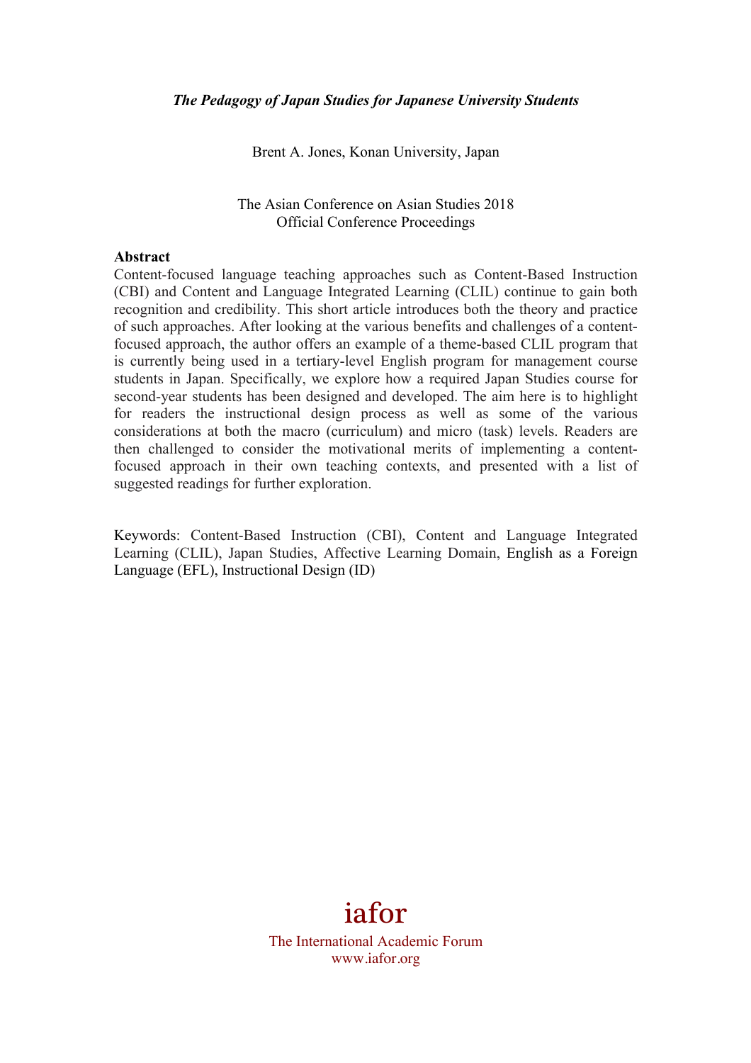***The Pedagogy of Japan Studies for Japanese University Students***

Brent A. Jones, Konan University, Japan

The Asian Conference on Asian Studies 2018
Official Conference Proceedings

## Abstract

Content-focused language teaching approaches such as Content-Based Instruction (CBI) and Content and Language Integrated Learning (CLIL) continue to gain both recognition and credibility. This short article introduces both the theory and practice of such approaches. After looking at the various benefits and challenges of a content-focused approach, the author offers an example of a theme-based CLIL program that is currently being used in a tertiary-level English program for management course students in Japan. Specifically, we explore how a required Japan Studies course for second-year students has been designed and developed. The aim here is to highlight for readers the instructional design process as well as some of the various considerations at both the macro (curriculum) and micro (task) levels. Readers are then challenged to consider the motivational merits of implementing a content-focused approach in their own teaching contexts, and presented with a list of suggested readings for further exploration.

Keywords: Content-Based Instruction (CBI), Content and Language Integrated Learning (CLIL), Japan Studies, Affective Learning Domain, English as a Foreign Language (EFL), Instructional Design (ID)

iafor

The International Academic Forum
www.iafor.org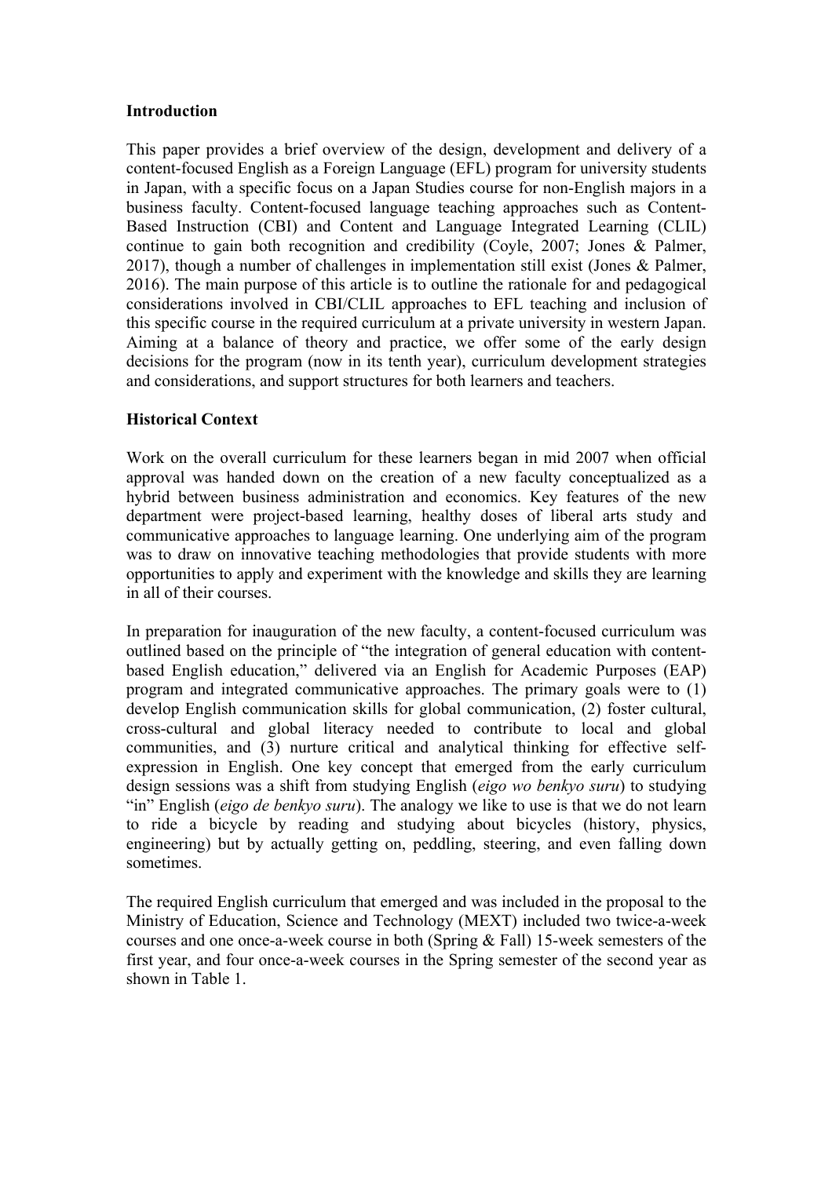**Introduction**

This paper provides a brief overview of the design, development and delivery of a content-focused English as a Foreign Language (EFL) program for university students in Japan, with a specific focus on a Japan Studies course for non-English majors in a business faculty. Content-focused language teaching approaches such as Content-Based Instruction (CBI) and Content and Language Integrated Learning (CLIL) continue to gain both recognition and credibility (Coyle, 2007; Jones & Palmer, 2017), though a number of challenges in implementation still exist (Jones & Palmer, 2016). The main purpose of this article is to outline the rationale for and pedagogical considerations involved in CBI/CLIL approaches to EFL teaching and inclusion of this specific course in the required curriculum at a private university in western Japan. Aiming at a balance of theory and practice, we offer some of the early design decisions for the program (now in its tenth year), curriculum development strategies and considerations, and support structures for both learners and teachers.

**Historical Context**

Work on the overall curriculum for these learners began in mid 2007 when official approval was handed down on the creation of a new faculty conceptualized as a hybrid between business administration and economics. Key features of the new department were project-based learning, healthy doses of liberal arts study and communicative approaches to language learning. One underlying aim of the program was to draw on innovative teaching methodologies that provide students with more opportunities to apply and experiment with the knowledge and skills they are learning in all of their courses.

In preparation for inauguration of the new faculty, a content-focused curriculum was outlined based on the principle of "the integration of general education with content-based English education," delivered via an English for Academic Purposes (EAP) program and integrated communicative approaches. The primary goals were to (1) develop English communication skills for global communication, (2) foster cultural, cross-cultural and global literacy needed to contribute to local and global communities, and (3) nurture critical and analytical thinking for effective self-expression in English. One key concept that emerged from the early curriculum design sessions was a shift from studying English (*eigo wo benkyo suru*) to studying "in" English (*eigo de benkyo suru*). The analogy we like to use is that we do not learn to ride a bicycle by reading and studying about bicycles (history, physics, engineering) but by actually getting on, peddling, steering, and even falling down sometimes.

The required English curriculum that emerged and was included in the proposal to the Ministry of Education, Science and Technology (MEXT) included two twice-a-week courses and one once-a-week course in both (Spring & Fall) 15-week semesters of the first year, and four once-a-week courses in the Spring semester of the second year as shown in Table 1.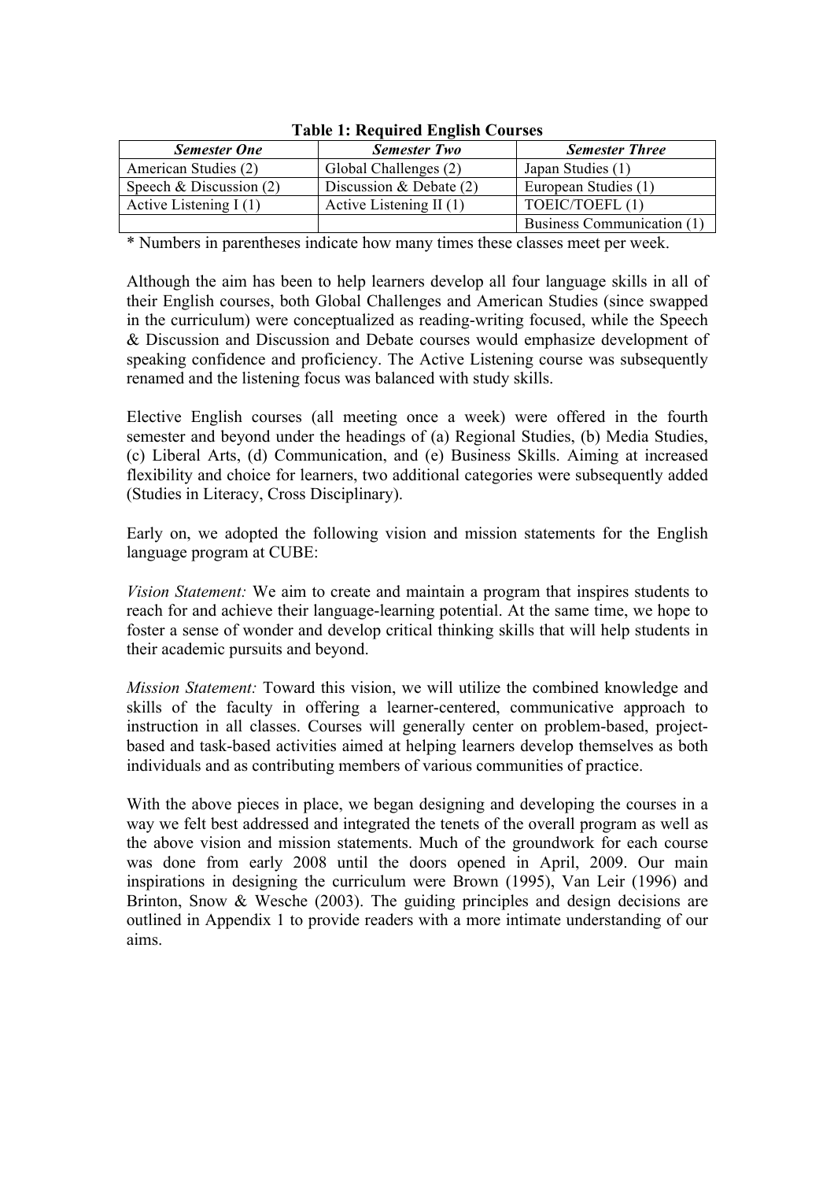**Table 1: Required English Courses**

| *Semester One* | *Semester Two* | *Semester Three* |
|---|---|---|
| American Studies (2) | Global Challenges (2) | Japan Studies (1) |
| Speech & Discussion (2) | Discussion & Debate (2) | European Studies (1) |
| Active Listening I (1) | Active Listening II (1) | TOEIC/TOEFL (1) |
| | | Business Communication (1) |

* Numbers in parentheses indicate how many times these classes meet per week.

Although the aim has been to help learners develop all four language skills in all of their English courses, both Global Challenges and American Studies (since swapped in the curriculum) were conceptualized as reading-writing focused, while the Speech & Discussion and Discussion and Debate courses would emphasize development of speaking confidence and proficiency. The Active Listening course was subsequently renamed and the listening focus was balanced with study skills.

Elective English courses (all meeting once a week) were offered in the fourth semester and beyond under the headings of (a) Regional Studies, (b) Media Studies, (c) Liberal Arts, (d) Communication, and (e) Business Skills. Aiming at increased flexibility and choice for learners, two additional categories were subsequently added (Studies in Literacy, Cross Disciplinary).

Early on, we adopted the following vision and mission statements for the English language program at CUBE:

*Vision Statement:* We aim to create and maintain a program that inspires students to reach for and achieve their language-learning potential. At the same time, we hope to foster a sense of wonder and develop critical thinking skills that will help students in their academic pursuits and beyond.

*Mission Statement:* Toward this vision, we will utilize the combined knowledge and skills of the faculty in offering a learner-centered, communicative approach to instruction in all classes. Courses will generally center on problem-based, project-based and task-based activities aimed at helping learners develop themselves as both individuals and as contributing members of various communities of practice.

With the above pieces in place, we began designing and developing the courses in a way we felt best addressed and integrated the tenets of the overall program as well as the above vision and mission statements. Much of the groundwork for each course was done from early 2008 until the doors opened in April, 2009. Our main inspirations in designing the curriculum were Brown (1995), Van Leir (1996) and Brinton, Snow & Wesche (2003). The guiding principles and design decisions are outlined in Appendix 1 to provide readers with a more intimate understanding of our aims.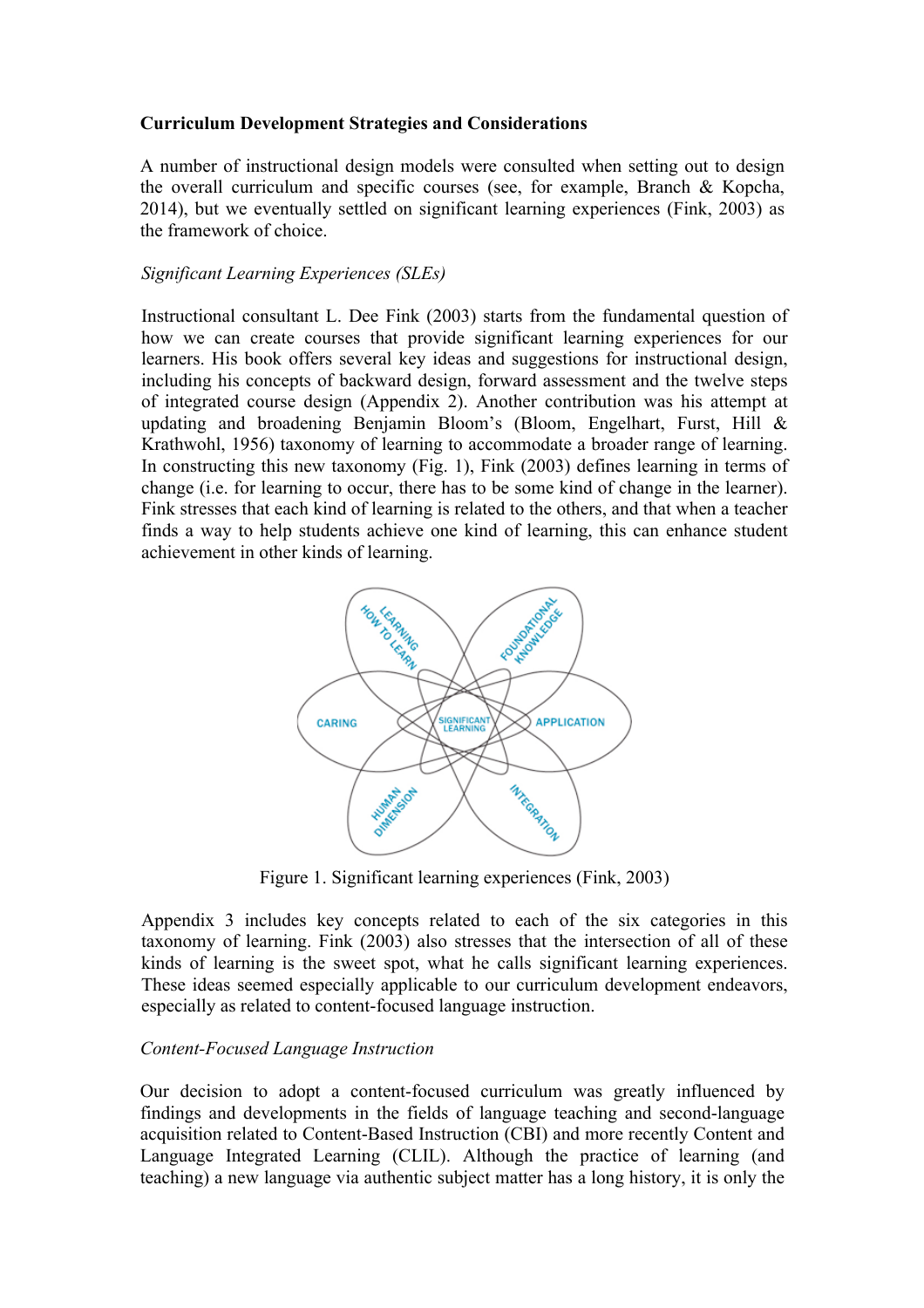**Curriculum Development Strategies and Considerations**

A number of instructional design models were consulted when setting out to design the overall curriculum and specific courses (see, for example, Branch & Kopcha, 2014), but we eventually settled on significant learning experiences (Fink, 2003) as the framework of choice.

*Significant Learning Experiences (SLEs)*

Instructional consultant L. Dee Fink (2003) starts from the fundamental question of how we can create courses that provide significant learning experiences for our learners. His book offers several key ideas and suggestions for instructional design, including his concepts of backward design, forward assessment and the twelve steps of integrated course design (Appendix 2). Another contribution was his attempt at updating and broadening Benjamin Bloom's (Bloom, Engelhart, Furst, Hill & Krathwohl, 1956) taxonomy of learning to accommodate a broader range of learning. In constructing this new taxonomy (Fig. 1), Fink (2003) defines learning in terms of change (i.e. for learning to occur, there has to be some kind of change in the learner). Fink stresses that each kind of learning is related to the others, and that when a teacher finds a way to help students achieve one kind of learning, this can enhance student achievement in other kinds of learning.

Figure 1. Significant learning experiences (Fink, 2003)

Appendix 3 includes key concepts related to each of the six categories in this taxonomy of learning. Fink (2003) also stresses that the intersection of all of these kinds of learning is the sweet spot, what he calls significant learning experiences. These ideas seemed especially applicable to our curriculum development endeavors, especially as related to content-focused language instruction.

*Content-Focused Language Instruction*

Our decision to adopt a content-focused curriculum was greatly influenced by findings and developments in the fields of language teaching and second-language acquisition related to Content-Based Instruction (CBI) and more recently Content and Language Integrated Learning (CLIL). Although the practice of learning (and teaching) a new language via authentic subject matter has a long history, it is only the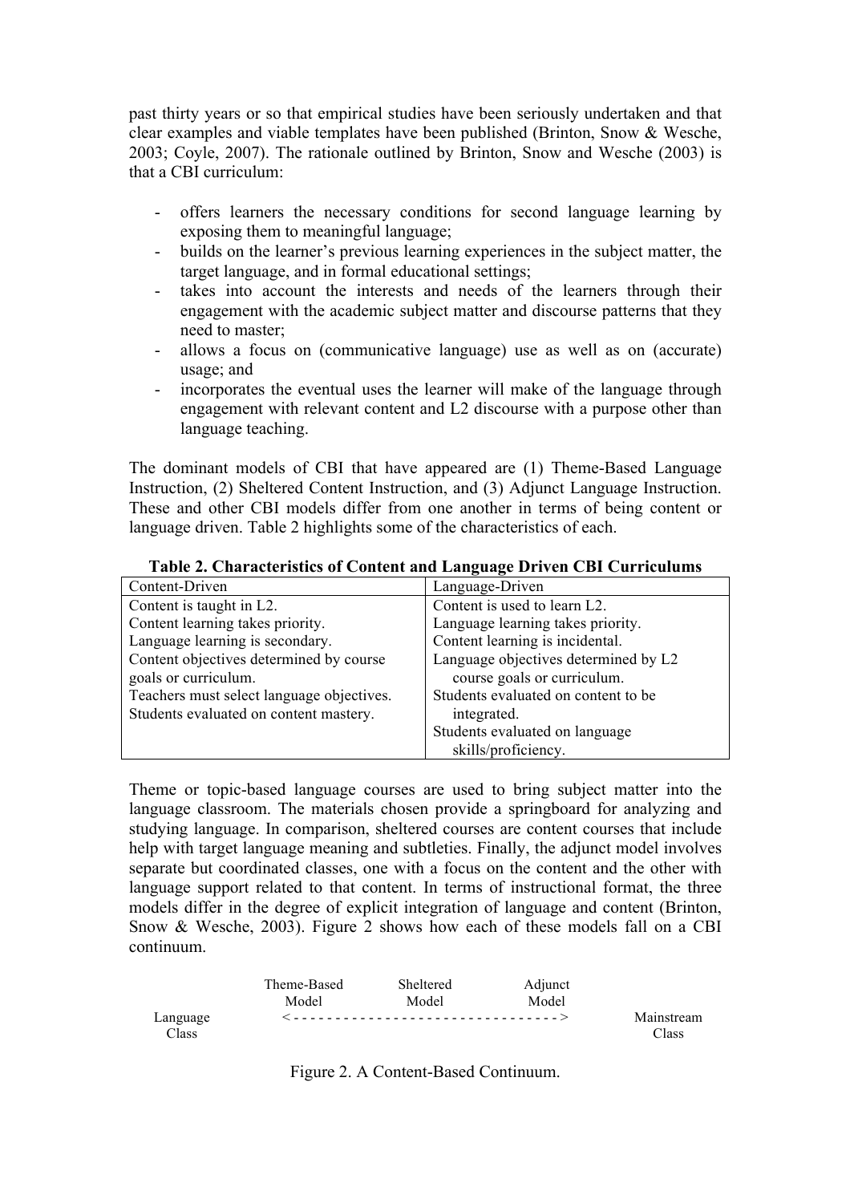past thirty years or so that empirical studies have been seriously undertaken and that clear examples and viable templates have been published (Brinton, Snow & Wesche, 2003; Coyle, 2007). The rationale outlined by Brinton, Snow and Wesche (2003) is that a CBI curriculum:

- offers learners the necessary conditions for second language learning by exposing them to meaningful language;
- builds on the learner's previous learning experiences in the subject matter, the target language, and in formal educational settings;
- takes into account the interests and needs of the learners through their engagement with the academic subject matter and discourse patterns that they need to master;
- allows a focus on (communicative language) use as well as on (accurate) usage; and
- incorporates the eventual uses the learner will make of the language through engagement with relevant content and L2 discourse with a purpose other than language teaching.

The dominant models of CBI that have appeared are (1) Theme-Based Language Instruction, (2) Sheltered Content Instruction, and (3) Adjunct Language Instruction. These and other CBI models differ from one another in terms of being content or language driven. Table 2 highlights some of the characteristics of each.

**Table 2. Characteristics of Content and Language Driven CBI Curriculums**

| Content-Driven | Language-Driven |
|---|---|
| Content is taught in L2.<br>Content learning takes priority.<br>Language learning is secondary.<br>Content objectives determined by course goals or curriculum.<br>Teachers must select language objectives.<br>Students evaluated on content mastery. | Content is used to learn L2.<br>Language learning takes priority.<br>Content learning is incidental.<br>Language objectives determined by L2 course goals or curriculum.<br>Students evaluated on content to be integrated.<br>Students evaluated on language skills/proficiency. |

Theme or topic-based language courses are used to bring subject matter into the language classroom. The materials chosen provide a springboard for analyzing and studying language. In comparison, sheltered courses are content courses that include help with target language meaning and subtleties. Finally, the adjunct model involves separate but coordinated classes, one with a focus on the content and the other with language support related to that content. In terms of instructional format, the three models differ in the degree of explicit integration of language and content (Brinton, Snow & Wesche, 2003). Figure 2 shows how each of these models fall on a CBI continuum.

```
                Theme-Based     Sheltered     Adjunct
                   Model          Model         Model
Language      < - - - - - - - - - - - - - - - - - - - - - - - - - - - >      Mainstream
 Class                                                                          Class
```

Figure 2. A Content-Based Continuum.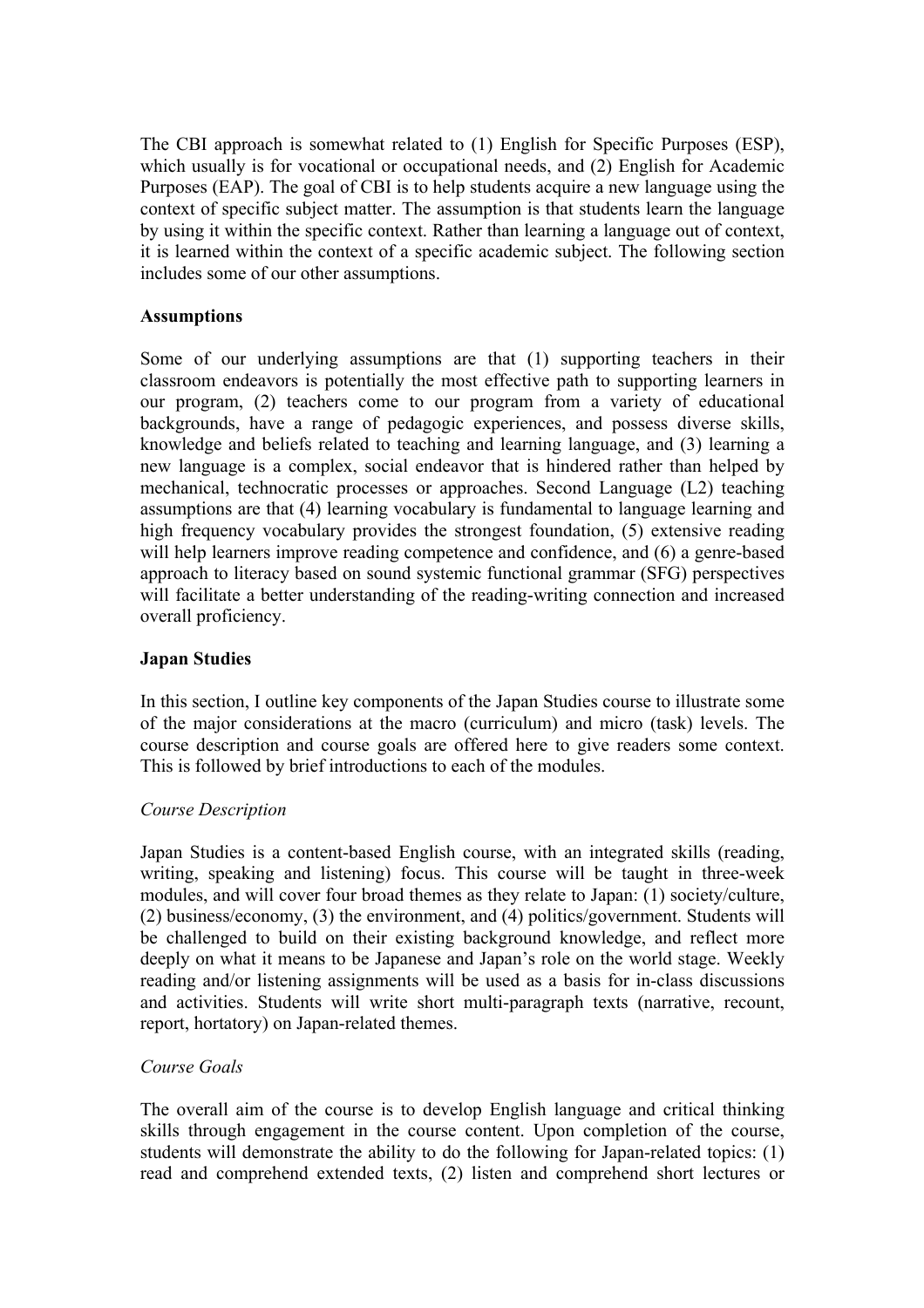The CBI approach is somewhat related to (1) English for Specific Purposes (ESP), which usually is for vocational or occupational needs, and (2) English for Academic Purposes (EAP). The goal of CBI is to help students acquire a new language using the context of specific subject matter. The assumption is that students learn the language by using it within the specific context. Rather than learning a language out of context, it is learned within the context of a specific academic subject. The following section includes some of our other assumptions.

**Assumptions**

Some of our underlying assumptions are that (1) supporting teachers in their classroom endeavors is potentially the most effective path to supporting learners in our program, (2) teachers come to our program from a variety of educational backgrounds, have a range of pedagogic experiences, and possess diverse skills, knowledge and beliefs related to teaching and learning language, and (3) learning a new language is a complex, social endeavor that is hindered rather than helped by mechanical, technocratic processes or approaches. Second Language (L2) teaching assumptions are that (4) learning vocabulary is fundamental to language learning and high frequency vocabulary provides the strongest foundation, (5) extensive reading will help learners improve reading competence and confidence, and (6) a genre-based approach to literacy based on sound systemic functional grammar (SFG) perspectives will facilitate a better understanding of the reading-writing connection and increased overall proficiency.

**Japan Studies**

In this section, I outline key components of the Japan Studies course to illustrate some of the major considerations at the macro (curriculum) and micro (task) levels. The course description and course goals are offered here to give readers some context. This is followed by brief introductions to each of the modules.

*Course Description*

Japan Studies is a content-based English course, with an integrated skills (reading, writing, speaking and listening) focus. This course will be taught in three-week modules, and will cover four broad themes as they relate to Japan: (1) society/culture, (2) business/economy, (3) the environment, and (4) politics/government. Students will be challenged to build on their existing background knowledge, and reflect more deeply on what it means to be Japanese and Japan's role on the world stage. Weekly reading and/or listening assignments will be used as a basis for in-class discussions and activities. Students will write short multi-paragraph texts (narrative, recount, report, hortatory) on Japan-related themes.

*Course Goals*

The overall aim of the course is to develop English language and critical thinking skills through engagement in the course content. Upon completion of the course, students will demonstrate the ability to do the following for Japan-related topics: (1) read and comprehend extended texts, (2) listen and comprehend short lectures or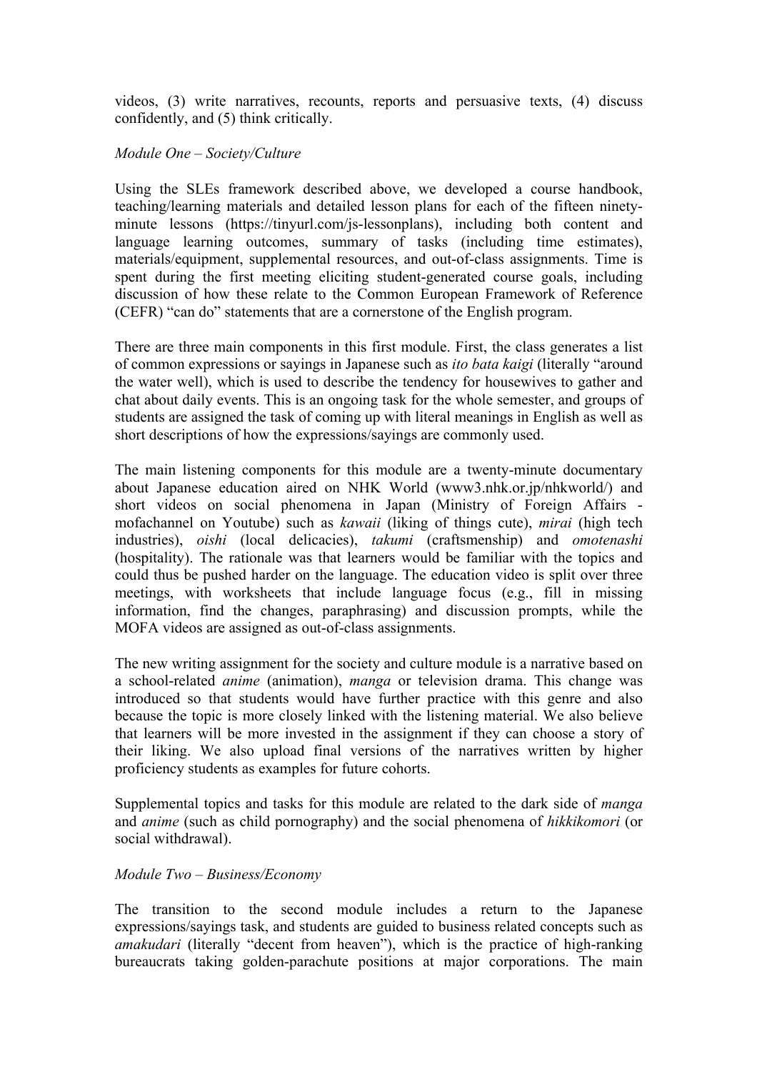videos, (3) write narratives, recounts, reports and persuasive texts, (4) discuss confidently, and (5) think critically.

*Module One – Society/Culture*

Using the SLEs framework described above, we developed a course handbook, teaching/learning materials and detailed lesson plans for each of the fifteen ninety-minute lessons (https://tinyurl.com/js-lessonplans), including both content and language learning outcomes, summary of tasks (including time estimates), materials/equipment, supplemental resources, and out-of-class assignments. Time is spent during the first meeting eliciting student-generated course goals, including discussion of how these relate to the Common European Framework of Reference (CEFR) "can do" statements that are a cornerstone of the English program.

There are three main components in this first module. First, the class generates a list of common expressions or sayings in Japanese such as *ito bata kaigi* (literally "around the water well), which is used to describe the tendency for housewives to gather and chat about daily events. This is an ongoing task for the whole semester, and groups of students are assigned the task of coming up with literal meanings in English as well as short descriptions of how the expressions/sayings are commonly used.

The main listening components for this module are a twenty-minute documentary about Japanese education aired on NHK World (www3.nhk.or.jp/nhkworld/) and short videos on social phenomena in Japan (Ministry of Foreign Affairs - mofachannel on Youtube) such as *kawaii* (liking of things cute), *mirai* (high tech industries), *oishi* (local delicacies), *takumi* (craftsmenship) and *omotenashi* (hospitality). The rationale was that learners would be familiar with the topics and could thus be pushed harder on the language. The education video is split over three meetings, with worksheets that include language focus (e.g., fill in missing information, find the changes, paraphrasing) and discussion prompts, while the MOFA videos are assigned as out-of-class assignments.

The new writing assignment for the society and culture module is a narrative based on a school-related *anime* (animation), *manga* or television drama. This change was introduced so that students would have further practice with this genre and also because the topic is more closely linked with the listening material. We also believe that learners will be more invested in the assignment if they can choose a story of their liking. We also upload final versions of the narratives written by higher proficiency students as examples for future cohorts.

Supplemental topics and tasks for this module are related to the dark side of *manga* and *anime* (such as child pornography) and the social phenomena of *hikkikomori* (or social withdrawal).

*Module Two – Business/Economy*

The transition to the second module includes a return to the Japanese expressions/sayings task, and students are guided to business related concepts such as *amakudari* (literally "decent from heaven"), which is the practice of high-ranking bureaucrats taking golden-parachute positions at major corporations. The main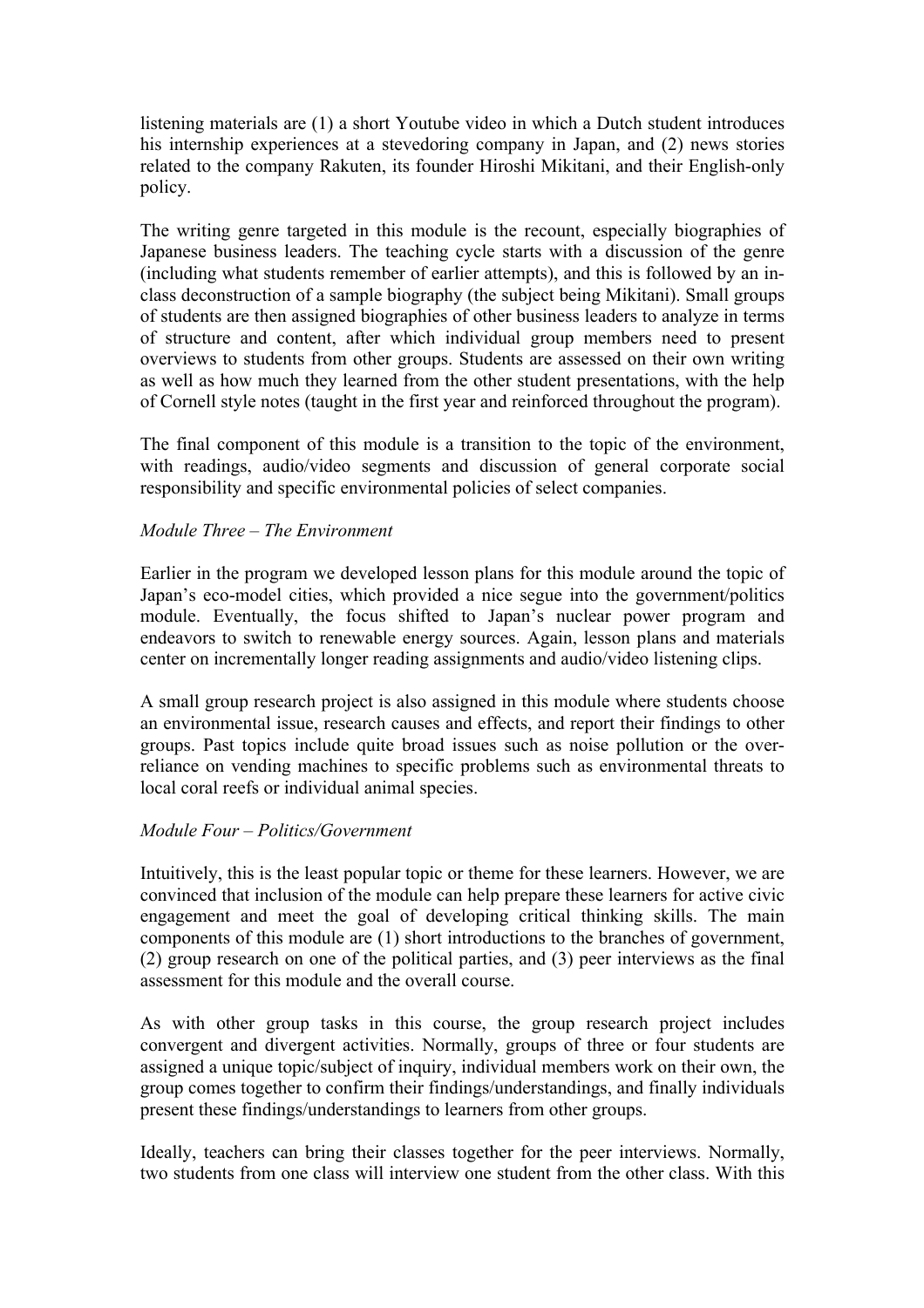listening materials are (1) a short Youtube video in which a Dutch student introduces his internship experiences at a stevedoring company in Japan, and (2) news stories related to the company Rakuten, its founder Hiroshi Mikitani, and their English-only policy.

The writing genre targeted in this module is the recount, especially biographies of Japanese business leaders. The teaching cycle starts with a discussion of the genre (including what students remember of earlier attempts), and this is followed by an in-class deconstruction of a sample biography (the subject being Mikitani). Small groups of students are then assigned biographies of other business leaders to analyze in terms of structure and content, after which individual group members need to present overviews to students from other groups. Students are assessed on their own writing as well as how much they learned from the other student presentations, with the help of Cornell style notes (taught in the first year and reinforced throughout the program).

The final component of this module is a transition to the topic of the environment, with readings, audio/video segments and discussion of general corporate social responsibility and specific environmental policies of select companies.

*Module Three – The Environment*

Earlier in the program we developed lesson plans for this module around the topic of Japan's eco-model cities, which provided a nice segue into the government/politics module. Eventually, the focus shifted to Japan's nuclear power program and endeavors to switch to renewable energy sources. Again, lesson plans and materials center on incrementally longer reading assignments and audio/video listening clips.

A small group research project is also assigned in this module where students choose an environmental issue, research causes and effects, and report their findings to other groups. Past topics include quite broad issues such as noise pollution or the over-reliance on vending machines to specific problems such as environmental threats to local coral reefs or individual animal species.

*Module Four – Politics/Government*

Intuitively, this is the least popular topic or theme for these learners. However, we are convinced that inclusion of the module can help prepare these learners for active civic engagement and meet the goal of developing critical thinking skills. The main components of this module are (1) short introductions to the branches of government, (2) group research on one of the political parties, and (3) peer interviews as the final assessment for this module and the overall course.

As with other group tasks in this course, the group research project includes convergent and divergent activities. Normally, groups of three or four students are assigned a unique topic/subject of inquiry, individual members work on their own, the group comes together to confirm their findings/understandings, and finally individuals present these findings/understandings to learners from other groups.

Ideally, teachers can bring their classes together for the peer interviews. Normally, two students from one class will interview one student from the other class. With this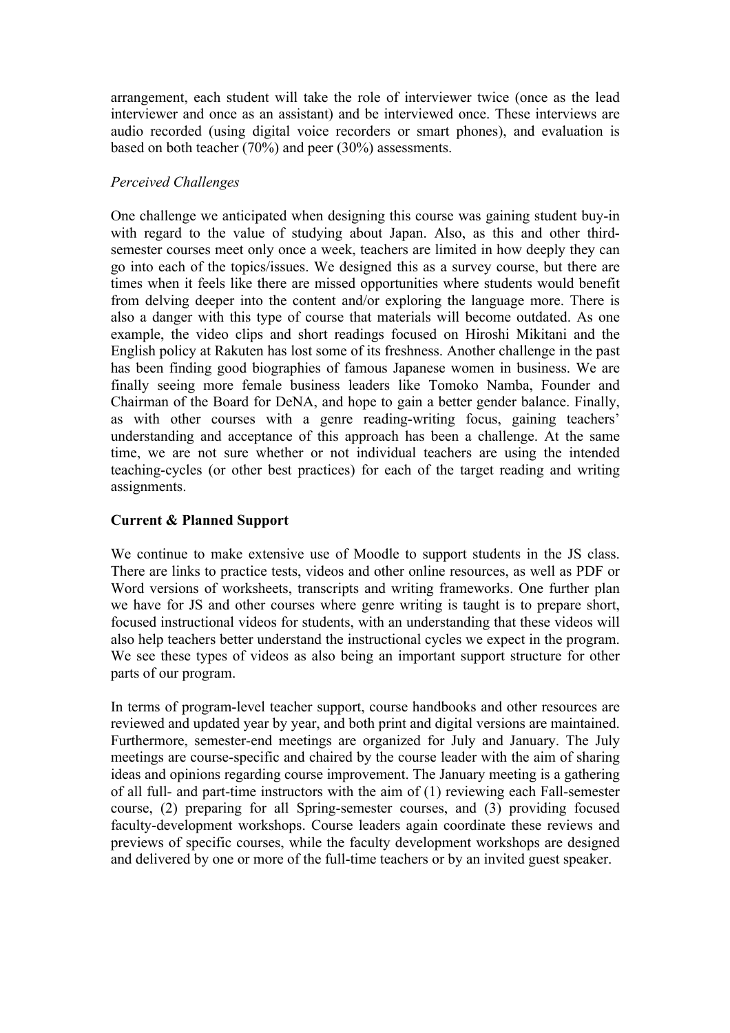arrangement, each student will take the role of interviewer twice (once as the lead interviewer and once as an assistant) and be interviewed once. These interviews are audio recorded (using digital voice recorders or smart phones), and evaluation is based on both teacher (70%) and peer (30%) assessments.

*Perceived Challenges*

One challenge we anticipated when designing this course was gaining student buy-in with regard to the value of studying about Japan. Also, as this and other third-semester courses meet only once a week, teachers are limited in how deeply they can go into each of the topics/issues. We designed this as a survey course, but there are times when it feels like there are missed opportunities where students would benefit from delving deeper into the content and/or exploring the language more. There is also a danger with this type of course that materials will become outdated. As one example, the video clips and short readings focused on Hiroshi Mikitani and the English policy at Rakuten has lost some of its freshness. Another challenge in the past has been finding good biographies of famous Japanese women in business. We are finally seeing more female business leaders like Tomoko Namba, Founder and Chairman of the Board for DeNA, and hope to gain a better gender balance. Finally, as with other courses with a genre reading-writing focus, gaining teachers' understanding and acceptance of this approach has been a challenge. At the same time, we are not sure whether or not individual teachers are using the intended teaching-cycles (or other best practices) for each of the target reading and writing assignments.

**Current & Planned Support**

We continue to make extensive use of Moodle to support students in the JS class. There are links to practice tests, videos and other online resources, as well as PDF or Word versions of worksheets, transcripts and writing frameworks. One further plan we have for JS and other courses where genre writing is taught is to prepare short, focused instructional videos for students, with an understanding that these videos will also help teachers better understand the instructional cycles we expect in the program. We see these types of videos as also being an important support structure for other parts of our program.

In terms of program-level teacher support, course handbooks and other resources are reviewed and updated year by year, and both print and digital versions are maintained. Furthermore, semester-end meetings are organized for July and January. The July meetings are course-specific and chaired by the course leader with the aim of sharing ideas and opinions regarding course improvement. The January meeting is a gathering of all full- and part-time instructors with the aim of (1) reviewing each Fall-semester course, (2) preparing for all Spring-semester courses, and (3) providing focused faculty-development workshops. Course leaders again coordinate these reviews and previews of specific courses, while the faculty development workshops are designed and delivered by one or more of the full-time teachers or by an invited guest speaker.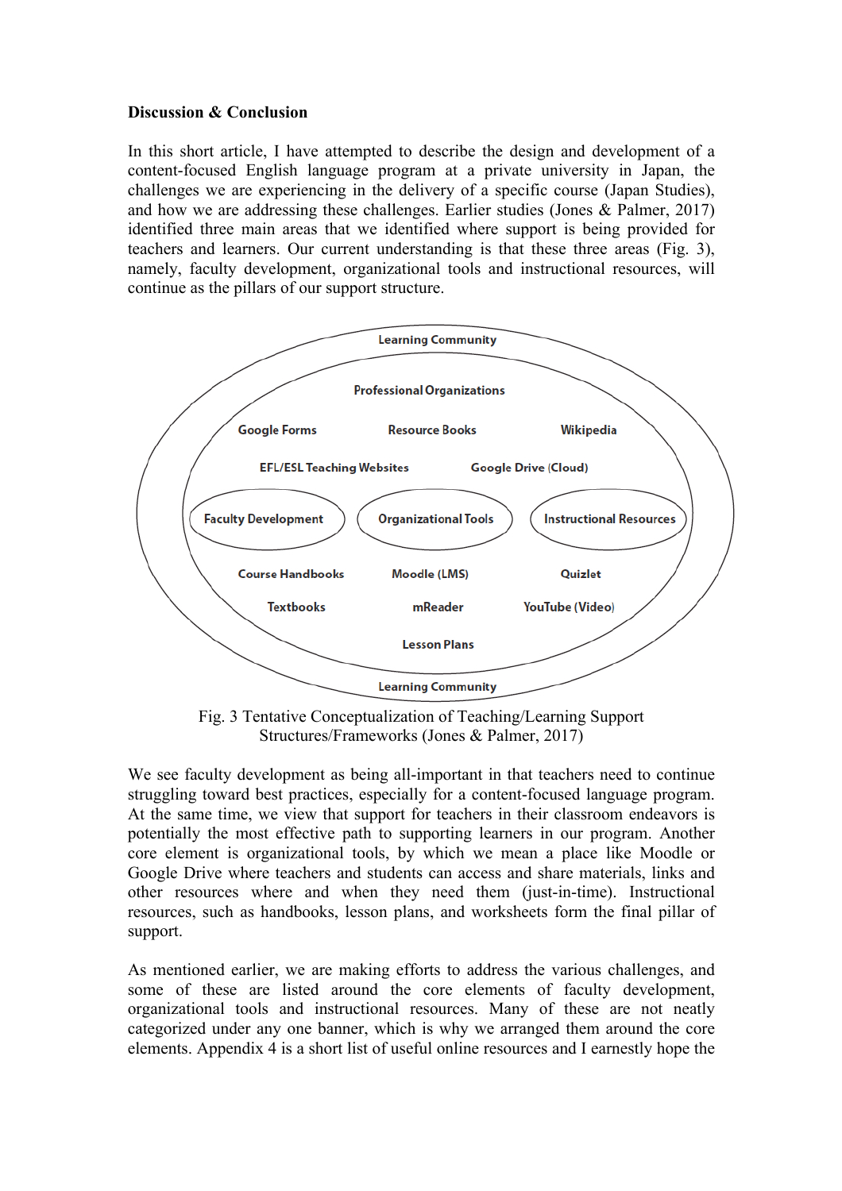**Discussion & Conclusion**

In this short article, I have attempted to describe the design and development of a content-focused English language program at a private university in Japan, the challenges we are experiencing in the delivery of a specific course (Japan Studies), and how we are addressing these challenges. Earlier studies (Jones & Palmer, 2017) identified three main areas that we identified where support is being provided for teachers and learners. Our current understanding is that these three areas (Fig. 3), namely, faculty development, organizational tools and instructional resources, will continue as the pillars of our support structure.

Learning Community

Professional Organizations

Google Forms    Resource Books    Wikipedia

EFL/ESL Teaching Websites    Google Drive (Cloud)

Faculty Development    Organizational Tools    Instructional Resources

Course Handbooks    Moodle (LMS)    Quizlet

Textbooks    mReader    YouTube (Video)

Lesson Plans

Learning Community

Fig. 3 Tentative Conceptualization of Teaching/Learning Support Structures/Frameworks (Jones & Palmer, 2017)

We see faculty development as being all-important in that teachers need to continue struggling toward best practices, especially for a content-focused language program. At the same time, we view that support for teachers in their classroom endeavors is potentially the most effective path to supporting learners in our program. Another core element is organizational tools, by which we mean a place like Moodle or Google Drive where teachers and students can access and share materials, links and other resources where and when they need them (just-in-time). Instructional resources, such as handbooks, lesson plans, and worksheets form the final pillar of support.

As mentioned earlier, we are making efforts to address the various challenges, and some of these are listed around the core elements of faculty development, organizational tools and instructional resources. Many of these are not neatly categorized under any one banner, which is why we arranged them around the core elements. Appendix 4 is a short list of useful online resources and I earnestly hope the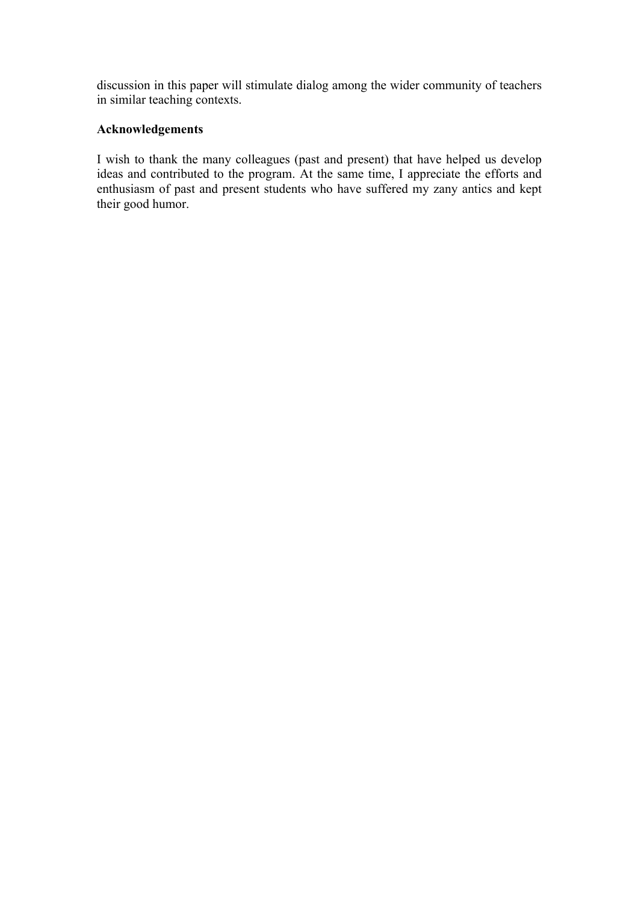discussion in this paper will stimulate dialog among the wider community of teachers in similar teaching contexts.

**Acknowledgements**

I wish to thank the many colleagues (past and present) that have helped us develop ideas and contributed to the program. At the same time, I appreciate the efforts and enthusiasm of past and present students who have suffered my zany antics and kept their good humor.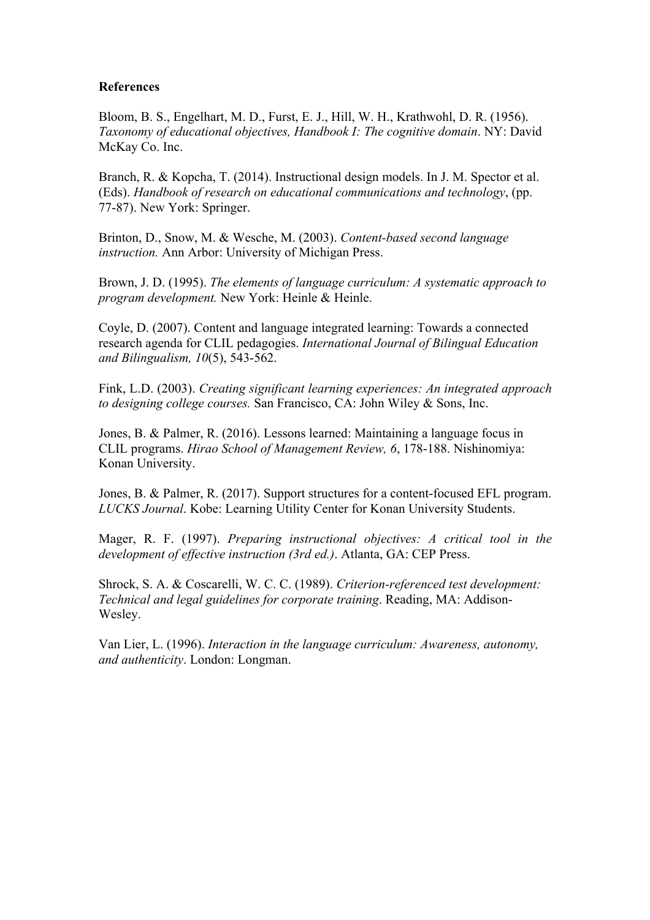**References**

Bloom, B. S., Engelhart, M. D., Furst, E. J., Hill, W. H., Krathwohl, D. R. (1956). *Taxonomy of educational objectives, Handbook I: The cognitive domain*. NY: David McKay Co. Inc.

Branch, R. & Kopcha, T. (2014). Instructional design models. In J. M. Spector et al. (Eds). *Handbook of research on educational communications and technology*, (pp. 77-87). New York: Springer.

Brinton, D., Snow, M. & Wesche, M. (2003). *Content-based second language instruction.* Ann Arbor: University of Michigan Press.

Brown, J. D. (1995). *The elements of language curriculum: A systematic approach to program development.* New York: Heinle & Heinle.

Coyle, D. (2007). Content and language integrated learning: Towards a connected research agenda for CLIL pedagogies. *International Journal of Bilingual Education and Bilingualism, 10*(5), 543-562.

Fink, L.D. (2003). *Creating significant learning experiences: An integrated approach to designing college courses.* San Francisco, CA: John Wiley & Sons, Inc.

Jones, B. & Palmer, R. (2016). Lessons learned: Maintaining a language focus in CLIL programs. *Hirao School of Management Review, 6*, 178-188. Nishinomiya: Konan University.

Jones, B. & Palmer, R. (2017). Support structures for a content-focused EFL program. *LUCKS Journal*. Kobe: Learning Utility Center for Konan University Students.

Mager, R. F. (1997). *Preparing instructional objectives: A critical tool in the development of effective instruction (3rd ed.)*. Atlanta, GA: CEP Press.

Shrock, S. A. & Coscarelli, W. C. C. (1989). *Criterion-referenced test development: Technical and legal guidelines for corporate training*. Reading, MA: Addison-Wesley.

Van Lier, L. (1996). *Interaction in the language curriculum: Awareness, autonomy, and authenticity*. London: Longman.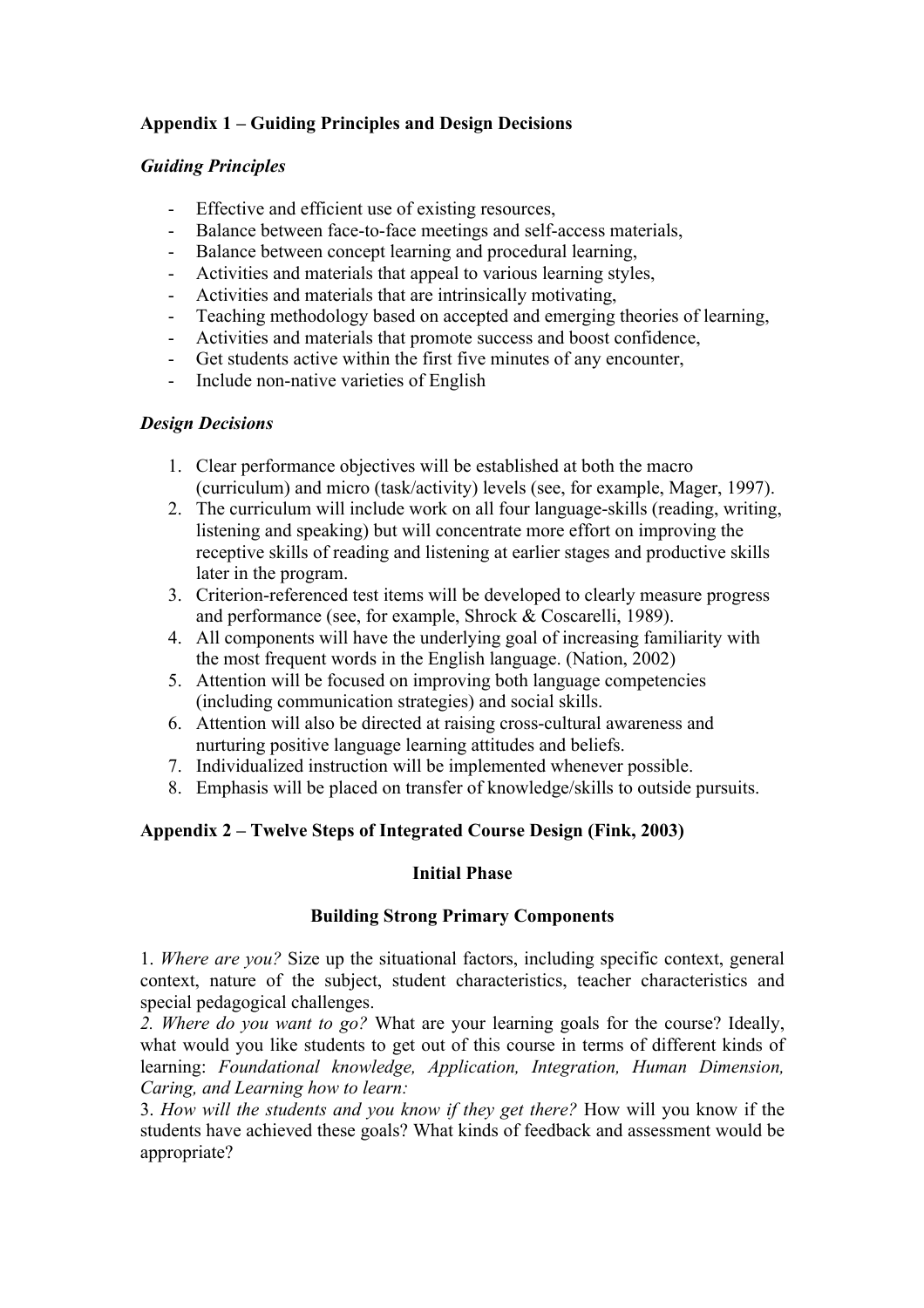## Appendix 1 – Guiding Principles and Design Decisions

### *Guiding Principles*

- Effective and efficient use of existing resources,
- Balance between face-to-face meetings and self-access materials,
- Balance between concept learning and procedural learning,
- Activities and materials that appeal to various learning styles,
- Activities and materials that are intrinsically motivating,
- Teaching methodology based on accepted and emerging theories of learning,
- Activities and materials that promote success and boost confidence,
- Get students active within the first five minutes of any encounter,
- Include non-native varieties of English

### *Design Decisions*

1. Clear performance objectives will be established at both the macro (curriculum) and micro (task/activity) levels (see, for example, Mager, 1997).
2. The curriculum will include work on all four language-skills (reading, writing, listening and speaking) but will concentrate more effort on improving the receptive skills of reading and listening at earlier stages and productive skills later in the program.
3. Criterion-referenced test items will be developed to clearly measure progress and performance (see, for example, Shrock & Coscarelli, 1989).
4. All components will have the underlying goal of increasing familiarity with the most frequent words in the English language. (Nation, 2002)
5. Attention will be focused on improving both language competencies (including communication strategies) and social skills.
6. Attention will also be directed at raising cross-cultural awareness and nurturing positive language learning attitudes and beliefs.
7. Individualized instruction will be implemented whenever possible.
8. Emphasis will be placed on transfer of knowledge/skills to outside pursuits.

## Appendix 2 – Twelve Steps of Integrated Course Design (Fink, 2003)

**Initial Phase**

**Building Strong Primary Components**

1. *Where are you?* Size up the situational factors, including specific context, general context, nature of the subject, student characteristics, teacher characteristics and special pedagogical challenges.

2. *Where do you want to go?* What are your learning goals for the course? Ideally, what would you like students to get out of this course in terms of different kinds of learning: *Foundational knowledge, Application, Integration, Human Dimension, Caring, and Learning how to learn:*

3. *How will the students and you know if they get there?* How will you know if the students have achieved these goals? What kinds of feedback and assessment would be appropriate?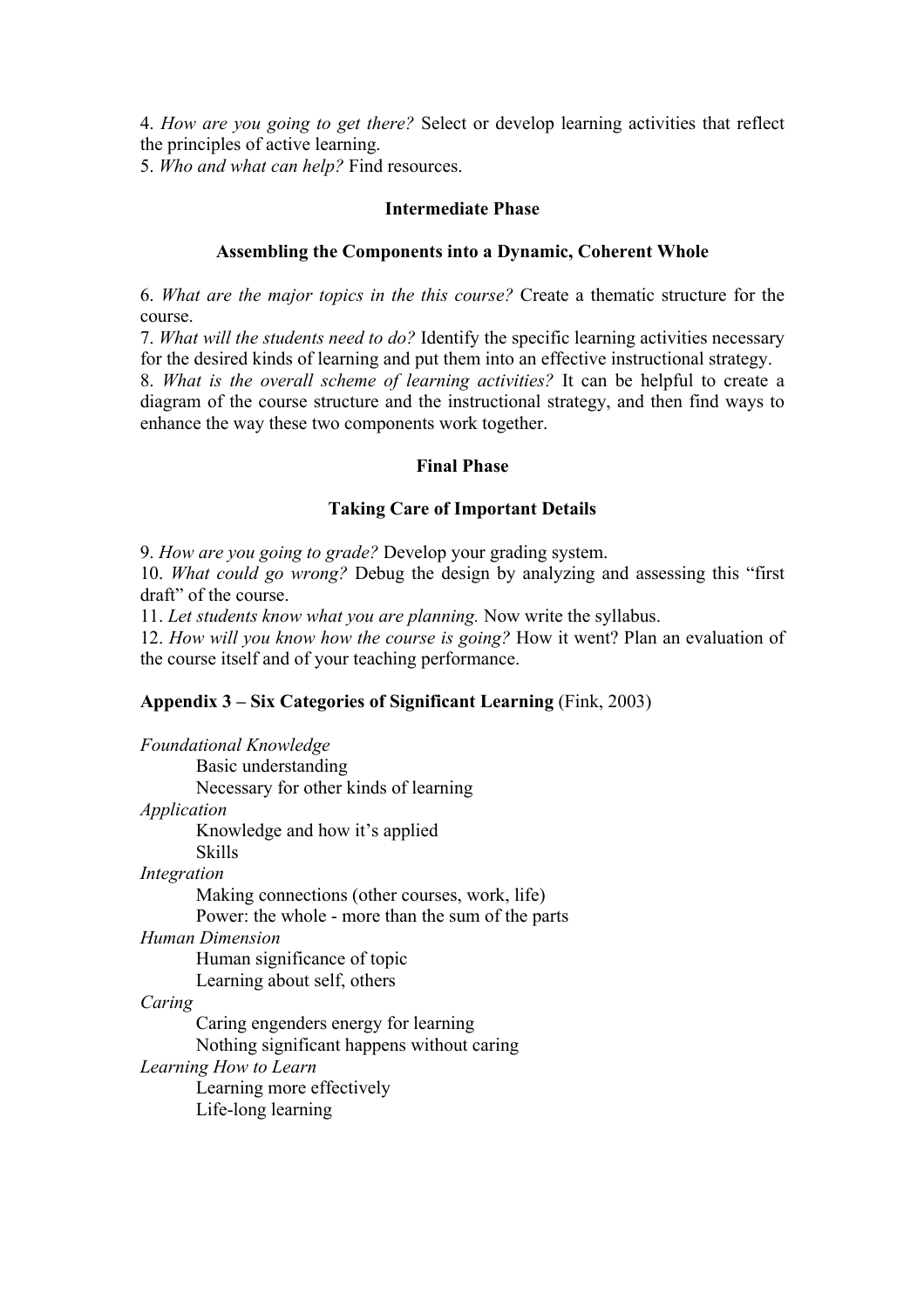4. *How are you going to get there?* Select or develop learning activities that reflect the principles of active learning.

5. *Who and what can help?* Find resources.

**Intermediate Phase**

**Assembling the Components into a Dynamic, Coherent Whole**

6. *What are the major topics in the this course?* Create a thematic structure for the course.

7. *What will the students need to do?* Identify the specific learning activities necessary for the desired kinds of learning and put them into an effective instructional strategy.

8. *What is the overall scheme of learning activities?* It can be helpful to create a diagram of the course structure and the instructional strategy, and then find ways to enhance the way these two components work together.

**Final Phase**

**Taking Care of Important Details**

9. *How are you going to grade?* Develop your grading system.

10. *What could go wrong?* Debug the design by analyzing and assessing this "first draft" of the course.

11. *Let students know what you are planning.* Now write the syllabus.

12. *How will you know how the course is going?* How it went? Plan an evaluation of the course itself and of your teaching performance.

**Appendix 3 – Six Categories of Significant Learning** (Fink, 2003)

*Foundational Knowledge*
- Basic understanding
- Necessary for other kinds of learning

*Application*
- Knowledge and how it's applied
- Skills

*Integration*
- Making connections (other courses, work, life)
- Power: the whole - more than the sum of the parts

*Human Dimension*
- Human significance of topic
- Learning about self, others

*Caring*
- Caring engenders energy for learning
- Nothing significant happens without caring

*Learning How to Learn*
- Learning more effectively
- Life-long learning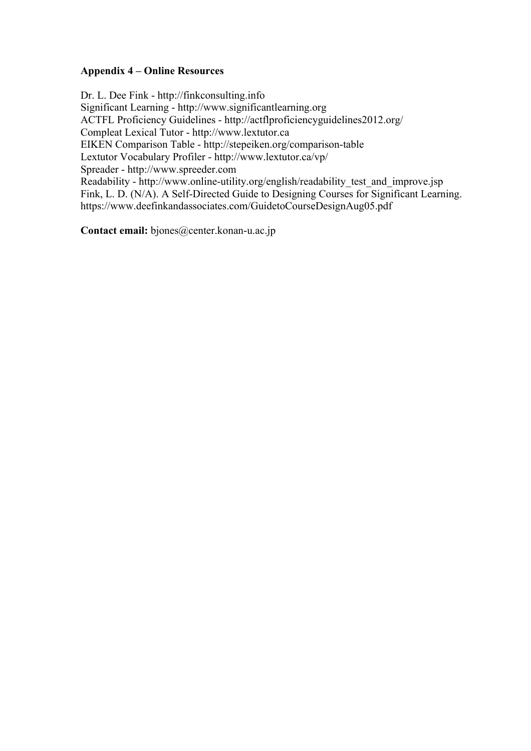**Appendix 4 – Online Resources**

Dr. L. Dee Fink - http://finkconsulting.info
Significant Learning - http://www.significantlearning.org
ACTFL Proficiency Guidelines - http://actflproficiencyguidelines2012.org/
Compleat Lexical Tutor - http://www.lextutor.ca
EIKEN Comparison Table - http://stepeiken.org/comparison-table
Lextutor Vocabulary Profiler - http://www.lextutor.ca/vp/
Spreader - http://www.spreeder.com
Readability - http://www.online-utility.org/english/readability_test_and_improve.jsp
Fink, L. D. (N/A). A Self-Directed Guide to Designing Courses for Significant Learning. https://www.deefinkandassociates.com/GuidetoCourseDesignAug05.pdf

**Contact email:** bjones@center.konan-u.ac.jp